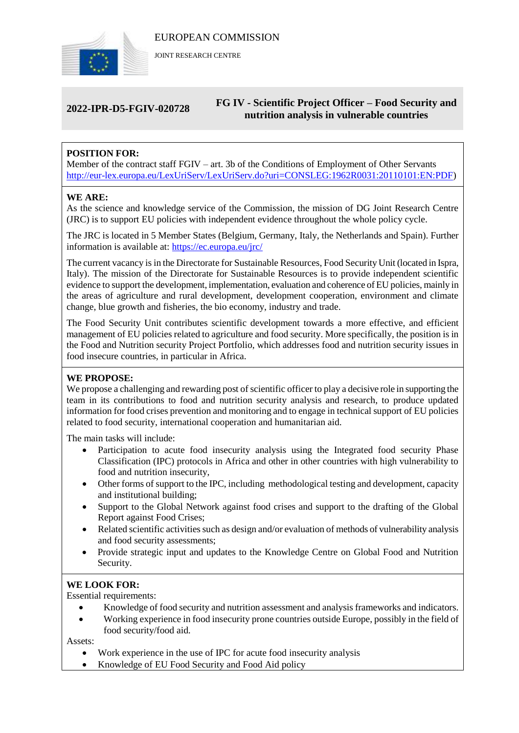EUROPEAN COMMISSION

JOINT RESEARCH CENTRE

**2022-IPR-D5-FGIV-020728**

**FG IV - Scientific Project Officer – Food Security and nutrition analysis in vulnerable countries**

**POSITION FOR:**
Member of the contract staff FGIV – art. 3b of the Conditions of Employment of Other Servants http://eur-lex.europa.eu/LexUriServ/LexUriServ.do?uri=CONSLEG:1962R0031:20110101:EN:PDF)

**WE ARE:**
As the science and knowledge service of the Commission, the mission of DG Joint Research Centre (JRC) is to support EU policies with independent evidence throughout the whole policy cycle.

The JRC is located in 5 Member States (Belgium, Germany, Italy, the Netherlands and Spain). Further information is available at: https://ec.europa.eu/jrc/

The current vacancy is in the Directorate for Sustainable Resources, Food Security Unit (located in Ispra, Italy). The mission of the Directorate for Sustainable Resources is to provide independent scientific evidence to support the development, implementation, evaluation and coherence of EU policies, mainly in the areas of agriculture and rural development, development cooperation, environment and climate change, blue growth and fisheries, the bio economy, industry and trade.

The Food Security Unit contributes scientific development towards a more effective, and efficient management of EU policies related to agriculture and food security. More specifically, the position is in the Food and Nutrition security Project Portfolio, which addresses food and nutrition security issues in food insecure countries, in particular in Africa.

**WE PROPOSE:**
We propose a challenging and rewarding post of scientific officer to play a decisive role in supporting the team in its contributions to food and nutrition security analysis and research, to produce updated information for food crises prevention and monitoring and to engage in technical support of EU policies related to food security, international cooperation and humanitarian aid.

The main tasks will include:

- Participation to acute food insecurity analysis using the Integrated food security Phase Classification (IPC) protocols in Africa and other in other countries with high vulnerability to food and nutrition insecurity,
- Other forms of support to the IPC, including methodological testing and development, capacity and institutional building;
- Support to the Global Network against food crises and support to the drafting of the Global Report against Food Crises;
- Related scientific activities such as design and/or evaluation of methods of vulnerability analysis and food security assessments;
- Provide strategic input and updates to the Knowledge Centre on Global Food and Nutrition Security.

**WE LOOK FOR:**
Essential requirements:

- Knowledge of food security and nutrition assessment and analysis frameworks and indicators.
- Working experience in food insecurity prone countries outside Europe, possibly in the field of food security/food aid.

Assets:

- Work experience in the use of IPC for acute food insecurity analysis
- Knowledge of EU Food Security and Food Aid policy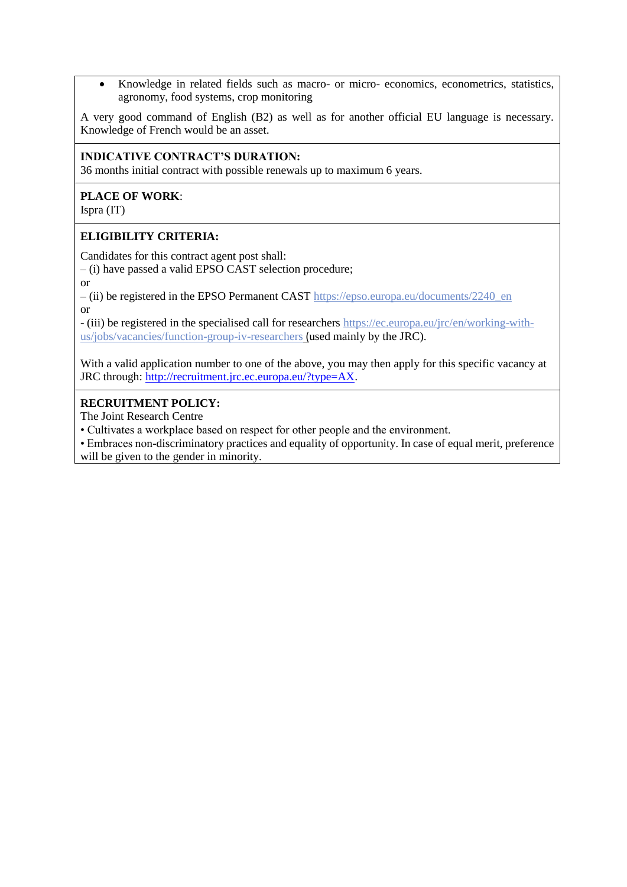- Knowledge in related fields such as macro- or micro- economics, econometrics, statistics, agronomy, food systems, crop monitoring

A very good command of English (B2) as well as for another official EU language is necessary. Knowledge of French would be an asset.

**INDICATIVE CONTRACT'S DURATION:**
36 months initial contract with possible renewals up to maximum 6 years.

**PLACE OF WORK**:
Ispra (IT)

**ELIGIBILITY CRITERIA:**

Candidates for this contract agent post shall:
– (i) have passed a valid EPSO CAST selection procedure;
or
– (ii) be registered in the EPSO Permanent CAST https://epso.europa.eu/documents/2240_en
or
- (iii) be registered in the specialised call for researchers https://ec.europa.eu/jrc/en/working-with-us/jobs/vacancies/function-group-iv-researchers (used mainly by the JRC).

With a valid application number to one of the above, you may then apply for this specific vacancy at JRC through: http://recruitment.jrc.ec.europa.eu/?type=AX.

**RECRUITMENT POLICY:**
The Joint Research Centre
• Cultivates a workplace based on respect for other people and the environment.
• Embraces non-discriminatory practices and equality of opportunity. In case of equal merit, preference will be given to the gender in minority.